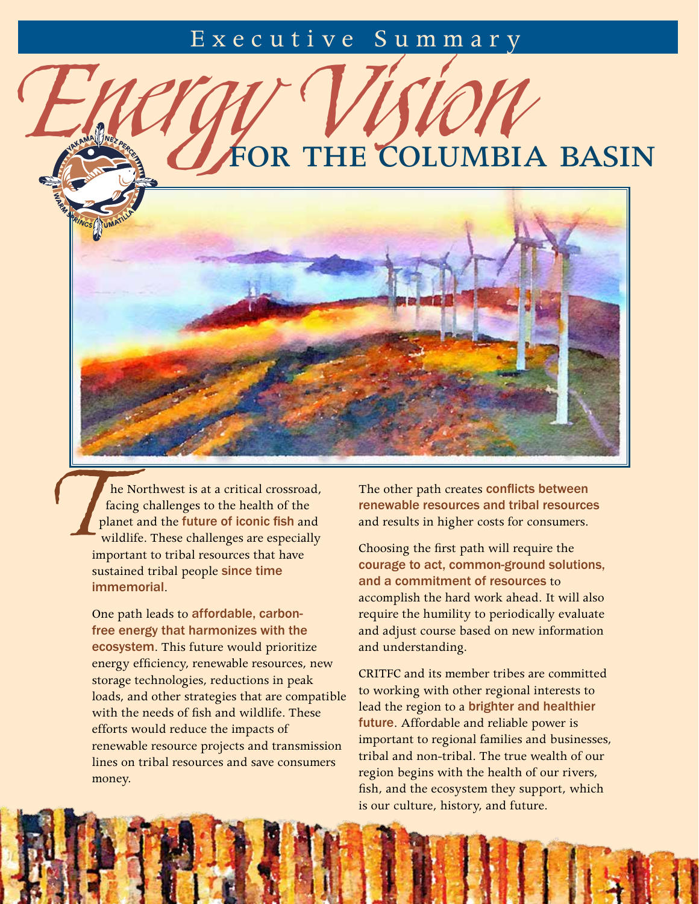Executive Summary

# Energy Vision for the Columbia Basin

The Northwest is at a critical crossroad, facing challenges to the health of the planet and the **future of iconic fish** and wildlife. These challenges are especially important to tribal resources that have sustained tribal people **since time immemorial**.

One path leads to **affordable, carbon-free energy that harmonizes with the ecosystem**. This future would prioritize energy efficiency, renewable resources, new storage technologies, reductions in peak loads, and other strategies that are compatible with the needs of fish and wildlife. These efforts would reduce the impacts of renewable resource projects and transmission lines on tribal resources and save consumers money.

The other path creates **conflicts between renewable resources and tribal resources** and results in higher costs for consumers.

Choosing the first path will require the **courage to act, common-ground solutions, and a commitment of resources** to accomplish the hard work ahead. It will also require the humility to periodically evaluate and adjust course based on new information and understanding.

CRITFC and its member tribes are committed to working with other regional interests to lead the region to a **brighter and healthier future**. Affordable and reliable power is important to regional families and businesses, tribal and non-tribal. The true wealth of our region begins with the health of our rivers, fish, and the ecosystem they support, which is our culture, history, and future.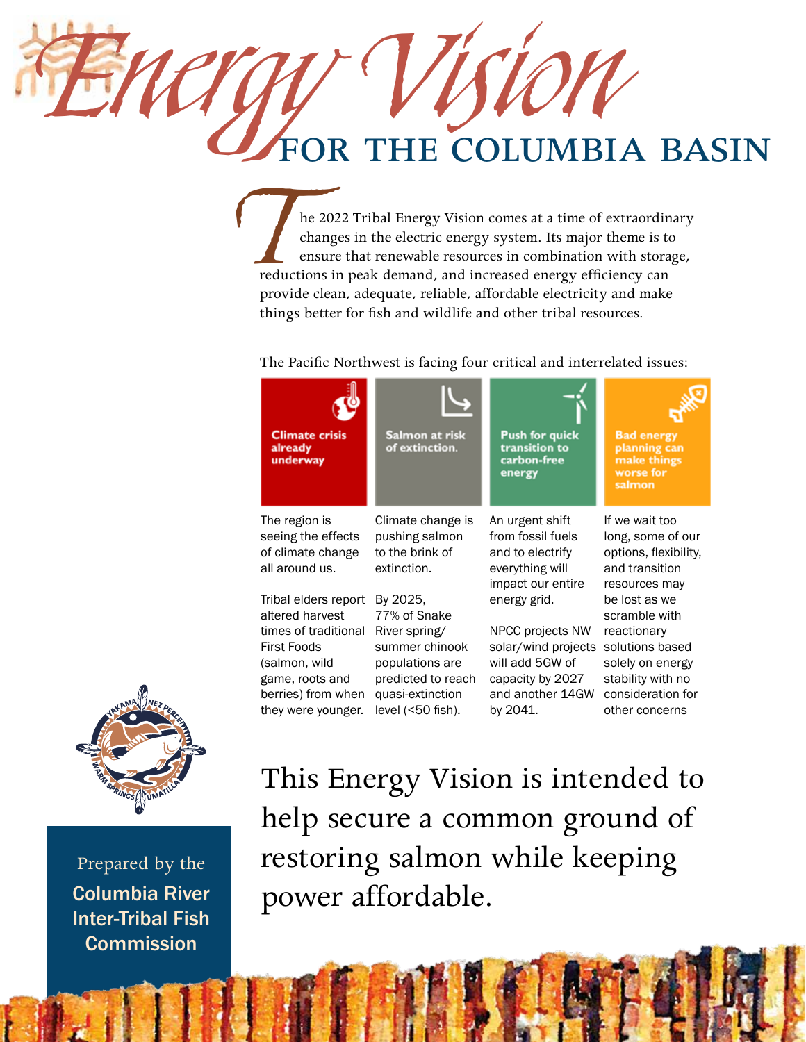# Energy Vision FOR THE COLUMBIA BASIN

The 2022 Tribal Energy Vision comes at a time of extraordinary changes in the electric energy system. Its major theme is to ensure that renewable resources in combination with storage, reductions in peak demand, and increased energy efficiency can provide clean, adequate, reliable, affordable electricity and make things better for fish and wildlife and other tribal resources.

The Pacific Northwest is facing four critical and interrelated issues:

| Climate crisis already underway | Salmon at risk of extinction. | Push for quick transition to carbon-free energy | Bad energy planning can make things worse for salmon |
|---|---|---|---|
| The region is seeing the effects of climate change all around us. | Climate change is pushing salmon to the brink of extinction. | An urgent shift from fossil fuels and to electrify everything will impact our entire energy grid. | If we wait too long, some of our options, flexibility, and transition resources may be lost as we scramble with reactionary solutions based solely on energy stability with no consideration for other concerns |
| Tribal elders report altered harvest times of traditional First Foods (salmon, wild game, roots and berries) from when they were younger. | By 2025, 77% of Snake River spring/summer chinook populations are predicted to reach quasi-extinction level (<50 fish). | NPCC projects NW solar/wind projects will add 5GW of capacity by 2027 and another 14GW by 2041. | |

This Energy Vision is intended to help secure a common ground of restoring salmon while keeping power affordable.

Prepared by the **Columbia River Inter-Tribal Fish Commission**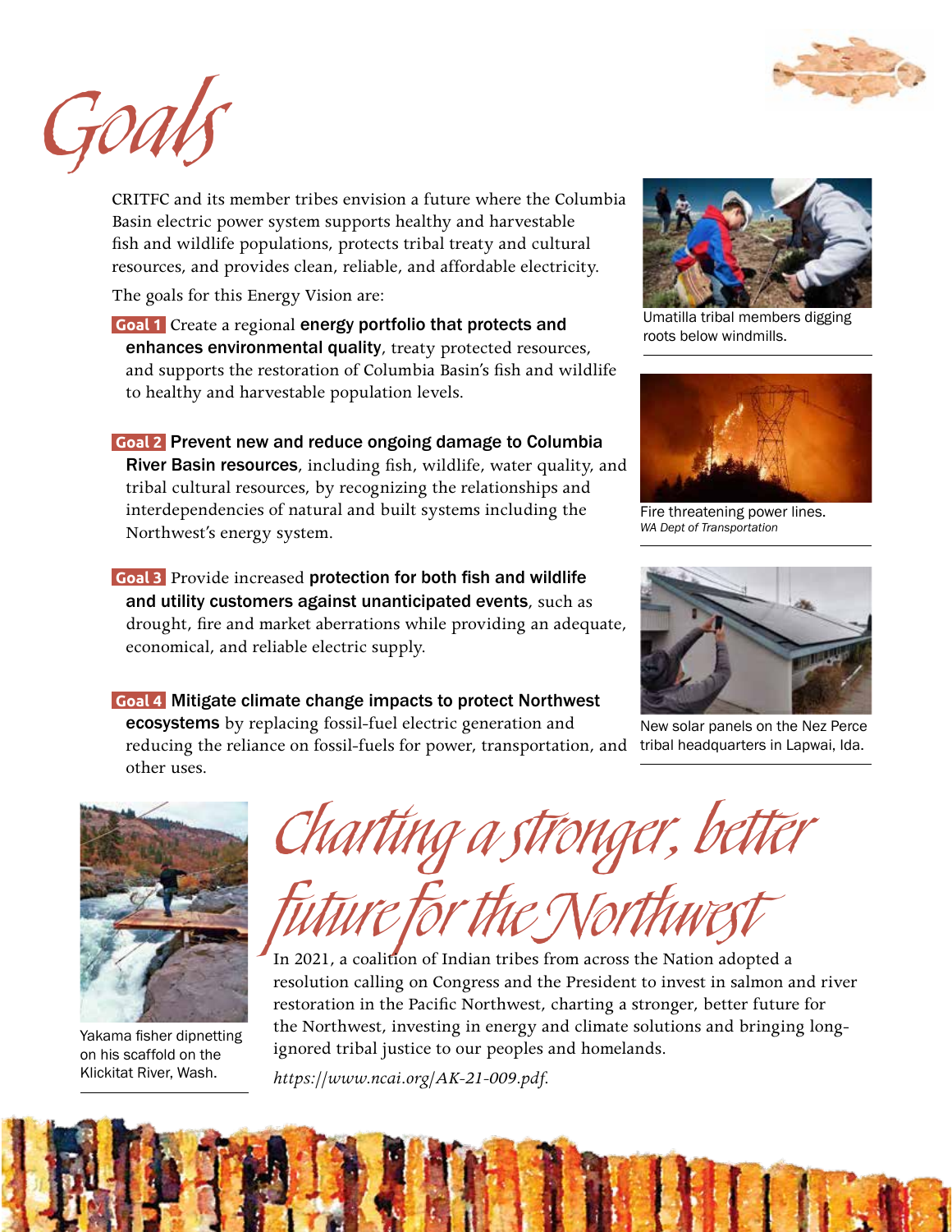# Goals

CRITFC and its member tribes envision a future where the Columbia Basin electric power system supports healthy and harvestable fish and wildlife populations, protects tribal treaty and cultural resources, and provides clean, reliable, and affordable electricity.

The goals for this Energy Vision are:

**Goal 1** Create a regional **energy portfolio that protects and enhances environmental quality**, treaty protected resources, and supports the restoration of Columbia Basin's fish and wildlife to healthy and harvestable population levels.

**Goal 2** **Prevent new and reduce ongoing damage to Columbia River Basin resources**, including fish, wildlife, water quality, and tribal cultural resources, by recognizing the relationships and interdependencies of natural and built systems including the Northwest's energy system.

**Goal 3** Provide increased **protection for both fish and wildlife and utility customers against unanticipated events**, such as drought, fire and market aberrations while providing an adequate, economical, and reliable electric supply.

**Goal 4** **Mitigate climate change impacts to protect Northwest ecosystems** by replacing fossil-fuel electric generation and reducing the reliance on fossil-fuels for power, transportation, and other uses.

Umatilla tribal members digging roots below windmills.

Fire threatening power lines.
*WA Dept of Transportation*

New solar panels on the Nez Perce tribal headquarters in Lapwai, Ida.

Yakama fisher dipnetting on his scaffold on the Klickitat River, Wash.

## Charting a stronger, better future for the Northwest

In 2021, a coalition of Indian tribes from across the Nation adopted a resolution calling on Congress and the President to invest in salmon and river restoration in the Pacific Northwest, charting a stronger, better future for the Northwest, investing in energy and climate solutions and bringing long-ignored tribal justice to our peoples and homelands.

*https://www.ncai.org/AK-21-009.pdf.*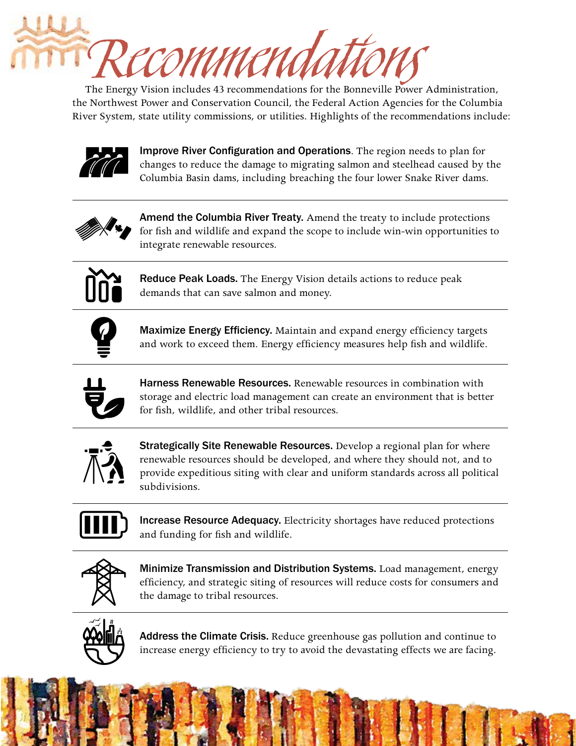# Recommendations

The Energy Vision includes 43 recommendations for the Bonneville Power Administration, the Northwest Power and Conservation Council, the Federal Action Agencies for the Columbia River System, state utility commissions, or utilities. Highlights of the recommendations include:

**Improve River Configuration and Operations**. The region needs to plan for changes to reduce the damage to migrating salmon and steelhead caused by the Columbia Basin dams, including breaching the four lower Snake River dams.

---

**Amend the Columbia River Treaty.** Amend the treaty to include protections for fish and wildlife and expand the scope to include win-win opportunities to integrate renewable resources.

---

**Reduce Peak Loads.** The Energy Vision details actions to reduce peak demands that can save salmon and money.

---

**Maximize Energy Efficiency.** Maintain and expand energy efficiency targets and work to exceed them. Energy efficiency measures help fish and wildlife.

---

**Harness Renewable Resources.** Renewable resources in combination with storage and electric load management can create an environment that is better for fish, wildlife, and other tribal resources.

---

**Strategically Site Renewable Resources.** Develop a regional plan for where renewable resources should be developed, and where they should not, and to provide expeditious siting with clear and uniform standards across all political subdivisions.

---

**Increase Resource Adequacy.** Electricity shortages have reduced protections and funding for fish and wildlife.

---

**Minimize Transmission and Distribution Systems.** Load management, energy efficiency, and strategic siting of resources will reduce costs for consumers and the damage to tribal resources.

---

**Address the Climate Crisis.** Reduce greenhouse gas pollution and continue to increase energy efficiency to try to avoid the devastating effects we are facing.